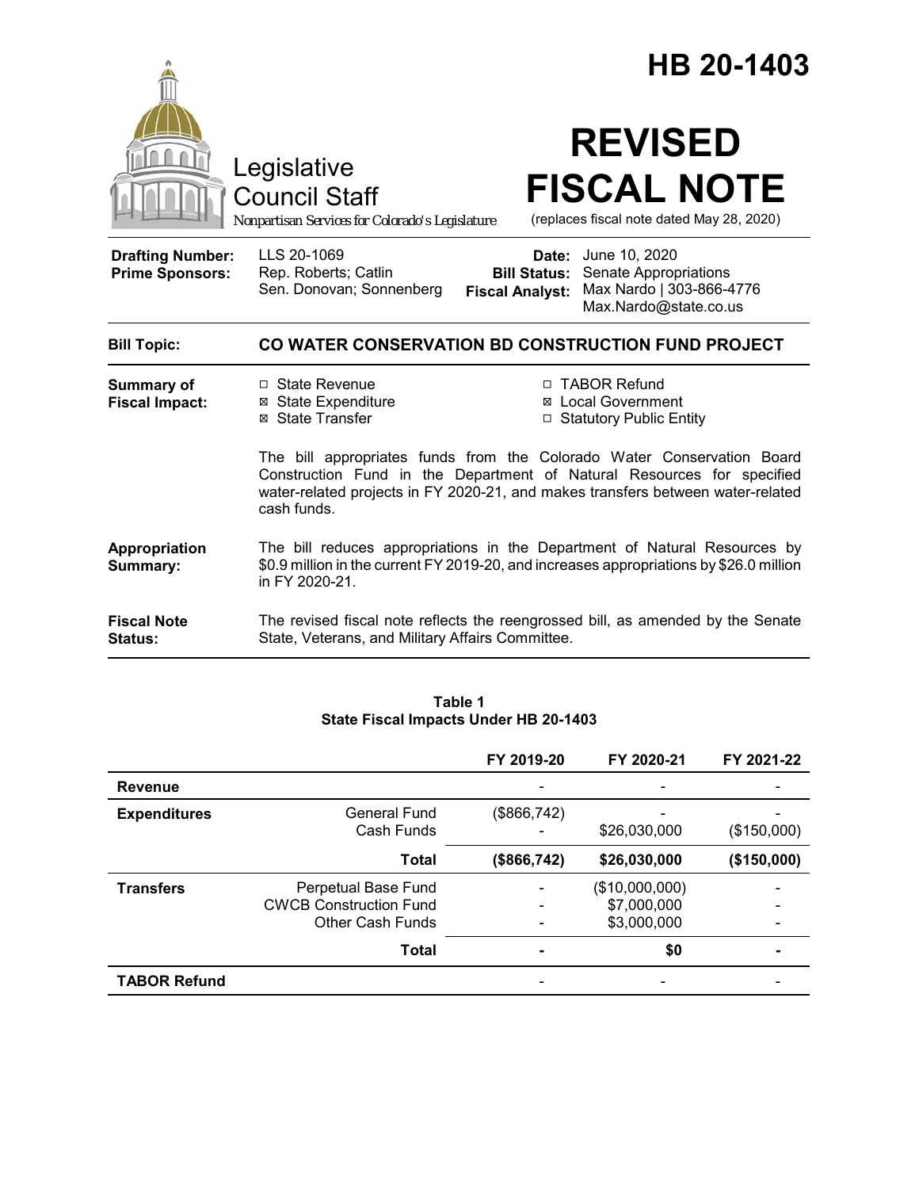# HB 20-1403

Legislative Council Staff

*Nonpartisan Services for Colorado's Legislature*

# REVISED FISCAL NOTE

(replaces fiscal note dated May 28, 2020)

**Drafting Number:** LLS 20-1069
**Prime Sponsors:** Rep. Roberts; Catlin
Sen. Donovan; Sonnenberg

**Date:** June 10, 2020
**Bill Status:** Senate Appropriations
**Fiscal Analyst:** Max Nardo | 303-866-4776
Max.Nardo@state.co.us

**Bill Topic:** **CO WATER CONSERVATION BD CONSTRUCTION FUND PROJECT**

**Summary of Fiscal Impact:**

- ☐ State Revenue
- ☒ State Expenditure
- ☒ State Transfer
- ☐ TABOR Refund
- ☒ Local Government
- ☐ Statutory Public Entity

The bill appropriates funds from the Colorado Water Conservation Board Construction Fund in the Department of Natural Resources for specified water-related projects in FY 2020-21, and makes transfers between water-related cash funds.

**Appropriation Summary:** The bill reduces appropriations in the Department of Natural Resources by \$0.9 million in the current FY 2019-20, and increases appropriations by \$26.0 million in FY 2020-21.

**Fiscal Note Status:** The revised fiscal note reflects the reengrossed bill, as amended by the Senate State, Veterans, and Military Affairs Committee.

**Table 1**
**State Fiscal Impacts Under HB 20-1403**

| | | FY 2019-20 | FY 2020-21 | FY 2021-22 |
|---|---|---|---|---|
| **Revenue** | | - | - | - |
| **Expenditures** | General Fund | (\$866,742) | - | - |
| | Cash Funds | - | \$26,030,000 | (\$150,000) |
| | **Total** | **(\$866,742)** | **\$26,030,000** | **(\$150,000)** |
| **Transfers** | Perpetual Base Fund | - | (\$10,000,000) | - |
| | CWCB Construction Fund | - | \$7,000,000 | - |
| | Other Cash Funds | - | \$3,000,000 | - |
| | **Total** | **-** | **\$0** | **-** |
| **TABOR Refund** | | - | - | - |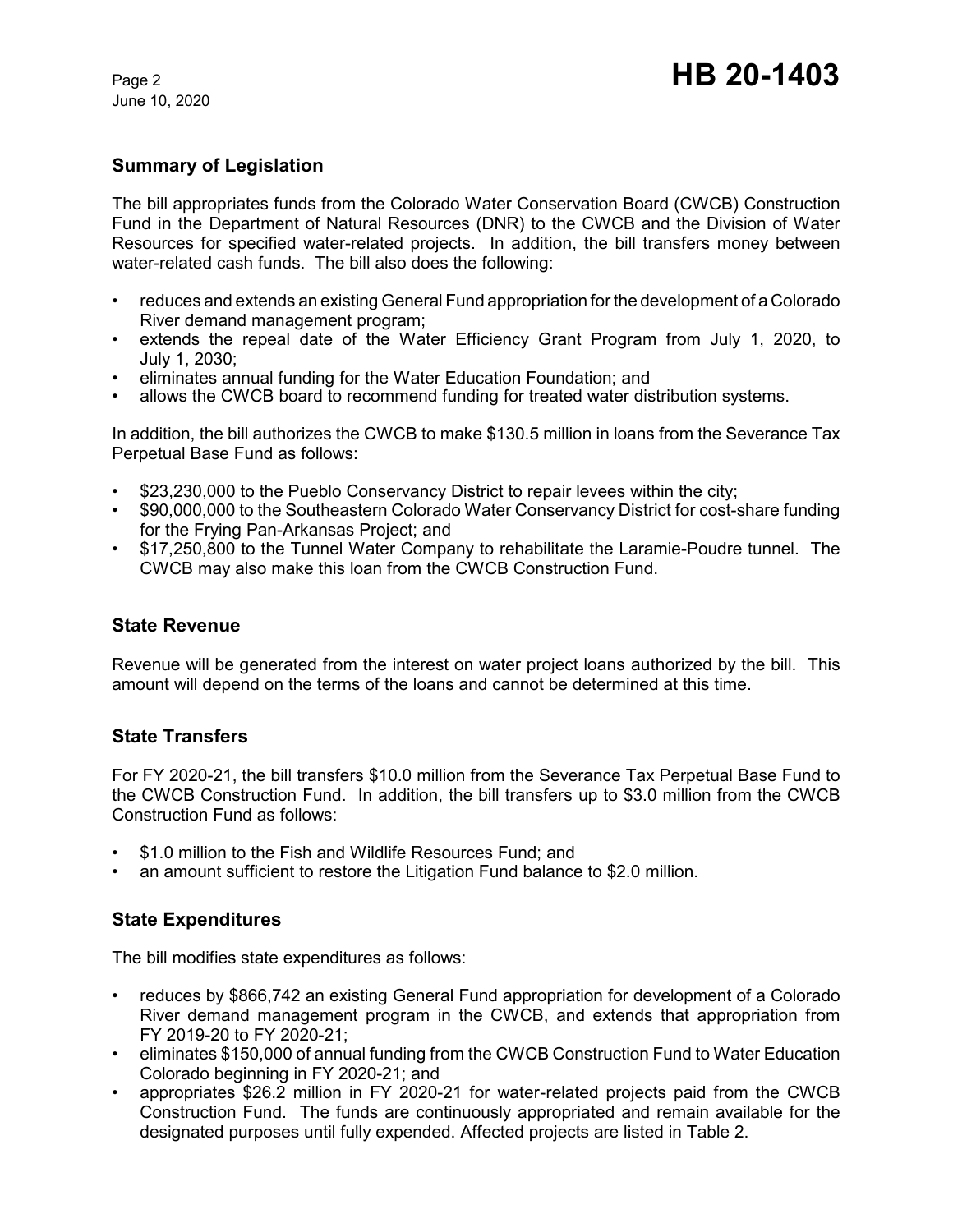## Summary of Legislation

The bill appropriates funds from the Colorado Water Conservation Board (CWCB) Construction Fund in the Department of Natural Resources (DNR) to the CWCB and the Division of Water Resources for specified water-related projects. In addition, the bill transfers money between water-related cash funds. The bill also does the following:

- reduces and extends an existing General Fund appropriation for the development of a Colorado River demand management program;
- extends the repeal date of the Water Efficiency Grant Program from July 1, 2020, to July 1, 2030;
- eliminates annual funding for the Water Education Foundation; and
- allows the CWCB board to recommend funding for treated water distribution systems.

In addition, the bill authorizes the CWCB to make $130.5 million in loans from the Severance Tax Perpetual Base Fund as follows:

- $23,230,000 to the Pueblo Conservancy District to repair levees within the city;
- $90,000,000 to the Southeastern Colorado Water Conservancy District for cost-share funding for the Frying Pan-Arkansas Project; and
- $17,250,800 to the Tunnel Water Company to rehabilitate the Laramie-Poudre tunnel. The CWCB may also make this loan from the CWCB Construction Fund.

## State Revenue

Revenue will be generated from the interest on water project loans authorized by the bill. This amount will depend on the terms of the loans and cannot be determined at this time.

## State Transfers

For FY 2020-21, the bill transfers $10.0 million from the Severance Tax Perpetual Base Fund to the CWCB Construction Fund. In addition, the bill transfers up to $3.0 million from the CWCB Construction Fund as follows:

- $1.0 million to the Fish and Wildlife Resources Fund; and
- an amount sufficient to restore the Litigation Fund balance to $2.0 million.

## State Expenditures

The bill modifies state expenditures as follows:

- reduces by $866,742 an existing General Fund appropriation for development of a Colorado River demand management program in the CWCB, and extends that appropriation from FY 2019-20 to FY 2020-21;
- eliminates $150,000 of annual funding from the CWCB Construction Fund to Water Education Colorado beginning in FY 2020-21; and
- appropriates $26.2 million in FY 2020-21 for water-related projects paid from the CWCB Construction Fund. The funds are continuously appropriated and remain available for the designated purposes until fully expended. Affected projects are listed in Table 2.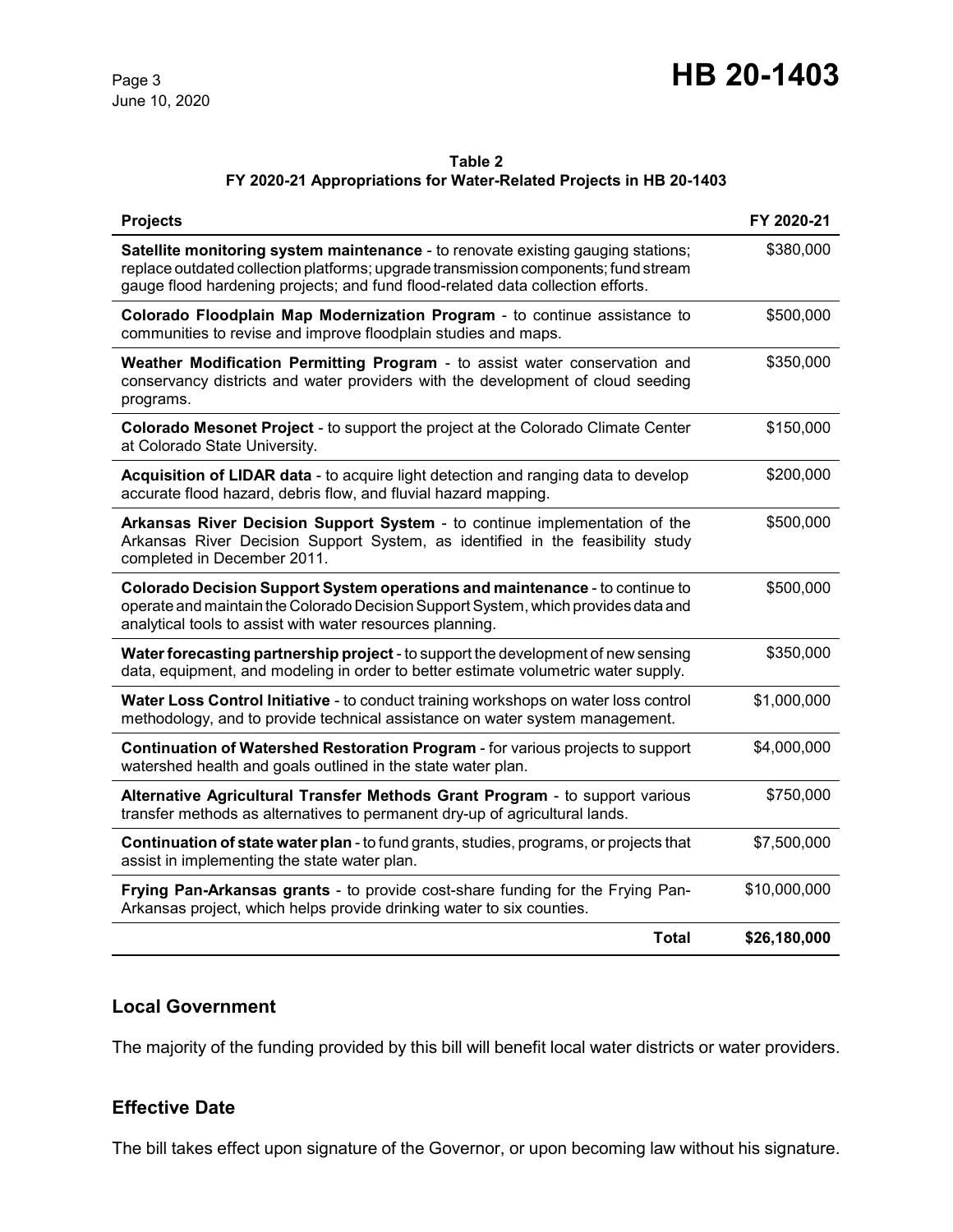**Table 2**
**FY 2020-21 Appropriations for Water-Related Projects in HB 20-1403**

| Projects | FY 2020-21 |
|---|---|
| **Satellite monitoring system maintenance** - to renovate existing gauging stations; replace outdated collection platforms; upgrade transmission components; fund stream gauge flood hardening projects; and fund flood-related data collection efforts. | $380,000 |
| **Colorado Floodplain Map Modernization Program** - to continue assistance to communities to revise and improve floodplain studies and maps. | $500,000 |
| **Weather Modification Permitting Program** - to assist water conservation and conservancy districts and water providers with the development of cloud seeding programs. | $350,000 |
| **Colorado Mesonet Project** - to support the project at the Colorado Climate Center at Colorado State University. | $150,000 |
| **Acquisition of LIDAR data** - to acquire light detection and ranging data to develop accurate flood hazard, debris flow, and fluvial hazard mapping. | $200,000 |
| **Arkansas River Decision Support System** - to continue implementation of the Arkansas River Decision Support System, as identified in the feasibility study completed in December 2011. | $500,000 |
| **Colorado Decision Support System operations and maintenance** - to continue to operate and maintain the Colorado Decision Support System, which provides data and analytical tools to assist with water resources planning. | $500,000 |
| **Water forecasting partnership project** - to support the development of new sensing data, equipment, and modeling in order to better estimate volumetric water supply. | $350,000 |
| **Water Loss Control Initiative** - to conduct training workshops on water loss control methodology, and to provide technical assistance on water system management. | $1,000,000 |
| **Continuation of Watershed Restoration Program** - for various projects to support watershed health and goals outlined in the state water plan. | $4,000,000 |
| **Alternative Agricultural Transfer Methods Grant Program** - to support various transfer methods as alternatives to permanent dry-up of agricultural lands. | $750,000 |
| **Continuation of state water plan** - to fund grants, studies, programs, or projects that assist in implementing the state water plan. | $7,500,000 |
| **Frying Pan-Arkansas grants** - to provide cost-share funding for the Frying Pan-Arkansas project, which helps provide drinking water to six counties. | $10,000,000 |
| **Total** | **$26,180,000** |

## Local Government

The majority of the funding provided by this bill will benefit local water districts or water providers.

## Effective Date

The bill takes effect upon signature of the Governor, or upon becoming law without his signature.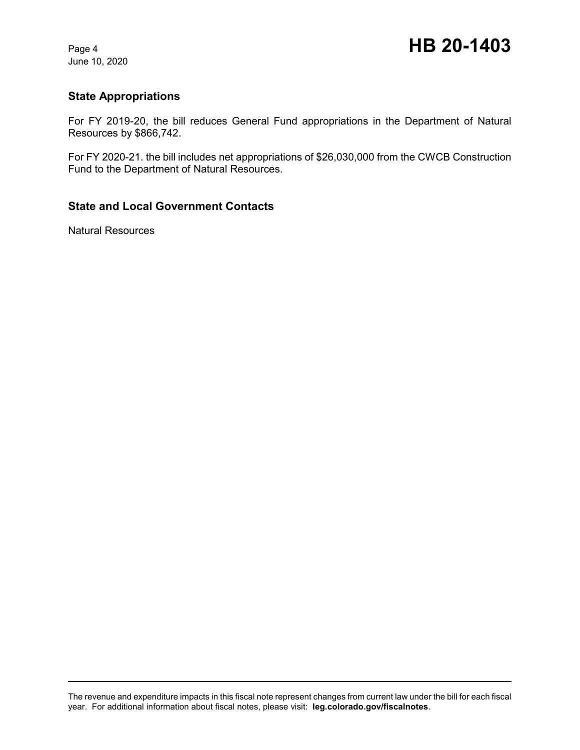## State Appropriations

For FY 2019-20, the bill reduces General Fund appropriations in the Department of Natural Resources by $866,742.

For FY 2020-21. the bill includes net appropriations of $26,030,000 from the CWCB Construction Fund to the Department of Natural Resources.

## State and Local Government Contacts

Natural Resources

The revenue and expenditure impacts in this fiscal note represent changes from current law under the bill for each fiscal year. For additional information about fiscal notes, please visit: **leg.colorado.gov/fiscalnotes**.